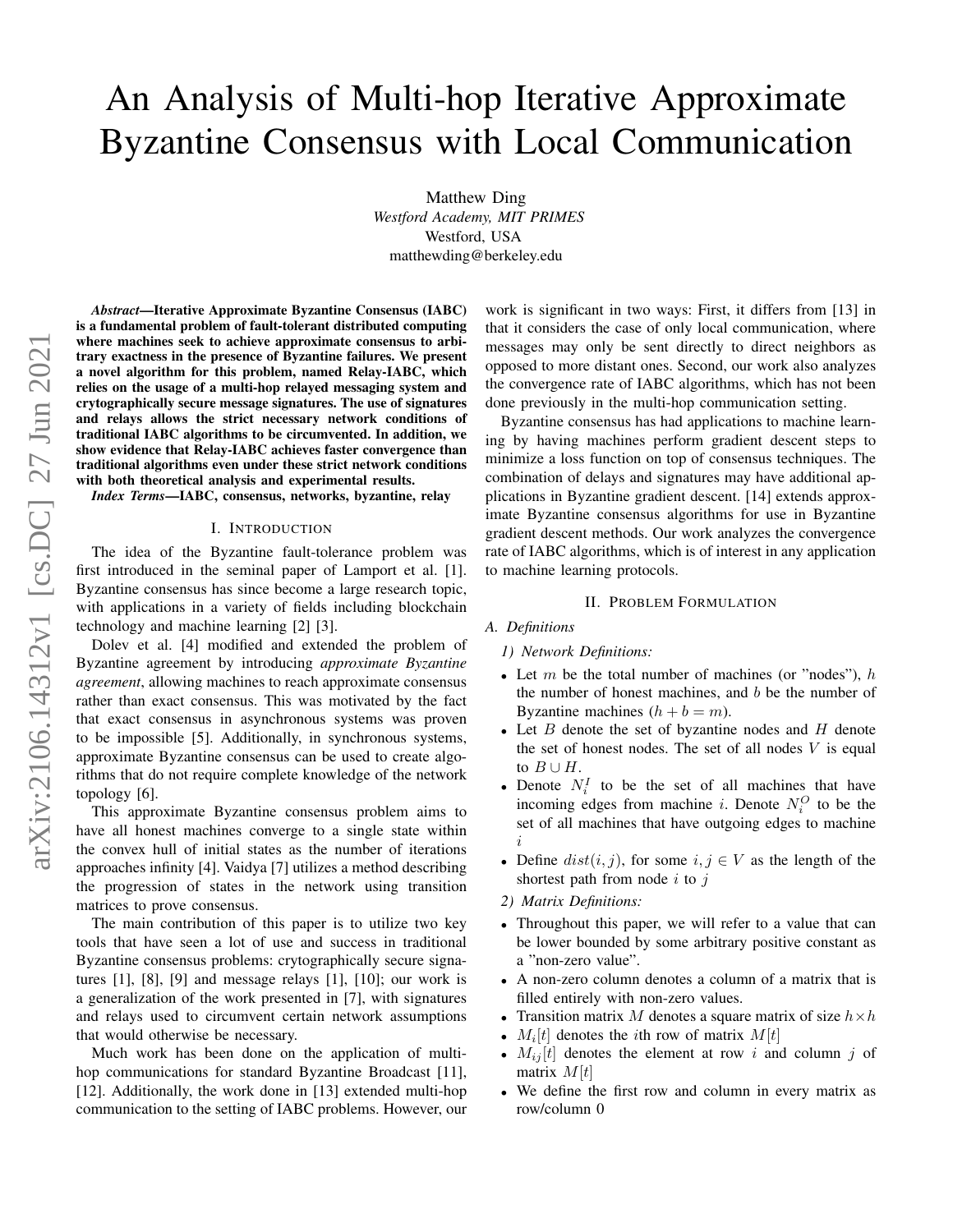# An Analysis of Multi-hop Iterative Approximate Byzantine Consensus with Local Communication

Matthew Ding
*Westford Academy, MIT PRIMES*
Westford, USA
matthewding@berkeley.edu

***Abstract*—Iterative Approximate Byzantine Consensus (IABC) is a fundamental problem of fault-tolerant distributed computing where machines seek to achieve approximate consensus to arbitrary exactness in the presence of Byzantine failures. We present a novel algorithm for this problem, named Relay-IABC, which relies on the usage of a multi-hop relayed messaging system and crytographically secure message signatures. The use of signatures and relays allows the strict necessary network conditions of traditional IABC algorithms to be circumvented. In addition, we show evidence that Relay-IABC achieves faster convergence than traditional algorithms even under these strict network conditions with both theoretical analysis and experimental results.**

***Index Terms*—IABC, consensus, networks, byzantine, relay**

## I. Introduction

The idea of the Byzantine fault-tolerance problem was first introduced in the seminal paper of Lamport et al. [1]. Byzantine consensus has since become a large research topic, with applications in a variety of fields including blockchain technology and machine learning [2] [3].

Dolev et al. [4] modified and extended the problem of Byzantine agreement by introducing *approximate Byzantine agreement*, allowing machines to reach approximate consensus rather than exact consensus. This was motivated by the fact that exact consensus in asynchronous systems was proven to be impossible [5]. Additionally, in synchronous systems, approximate Byzantine consensus can be used to create algorithms that do not require complete knowledge of the network topology [6].

This approximate Byzantine consensus problem aims to have all honest machines converge to a single state within the convex hull of initial states as the number of iterations approaches infinity [4]. Vaidya [7] utilizes a method describing the progression of states in the network using transition matrices to prove consensus.

The main contribution of this paper is to utilize two key tools that have seen a lot of use and success in traditional Byzantine consensus problems: crytographically secure signatures [1], [8], [9] and message relays [1], [10]; our work is a generalization of the work presented in [7], with signatures and relays used to circumvent certain network assumptions that would otherwise be necessary.

Much work has been done on the application of multi-hop communications for standard Byzantine Broadcast [11], [12]. Additionally, the work done in [13] extended multi-hop communication to the setting of IABC problems. However, our work is significant in two ways: First, it differs from [13] in that it considers the case of only local communication, where messages may only be sent directly to direct neighbors as opposed to more distant ones. Second, our work also analyzes the convergence rate of IABC algorithms, which has not been done previously in the multi-hop communication setting.

Byzantine consensus has had applications to machine learning by having machines perform gradient descent steps to minimize a loss function on top of consensus techniques. The combination of delays and signatures may have additional applications in Byzantine gradient descent. [14] extends approximate Byzantine consensus algorithms for use in Byzantine gradient descent methods. Our work analyzes the convergence rate of IABC algorithms, which is of interest in any application to machine learning protocols.

## II. Problem Formulation

### A. Definitions

*1) Network Definitions:*

- Let $m$ be the total number of machines (or "nodes"), $h$ the number of honest machines, and $b$ be the number of Byzantine machines ($h + b = m$).
- Let $B$ denote the set of byzantine nodes and $H$ denote the set of honest nodes. The set of all nodes $V$ is equal to $B \cup H$.
- Denote $N_i^I$ to be the set of all machines that have incoming edges from machine $i$. Denote $N_i^O$ to be the set of all machines that have outgoing edges to machine $i$
- Define $dist(i, j)$, for some $i, j \in V$ as the length of the shortest path from node $i$ to $j$

*2) Matrix Definitions:*

- Throughout this paper, we will refer to a value that can be lower bounded by some arbitrary positive constant as a "non-zero value".
- A non-zero column denotes a column of a matrix that is filled entirely with non-zero values.
- Transition matrix $M$ denotes a square matrix of size $h \times h$
- $M_i[t]$ denotes the $i$th row of matrix $M[t]$
- $M_{ij}[t]$ denotes the element at row $i$ and column $j$ of matrix $M[t]$
- We define the first row and column in every matrix as row/column 0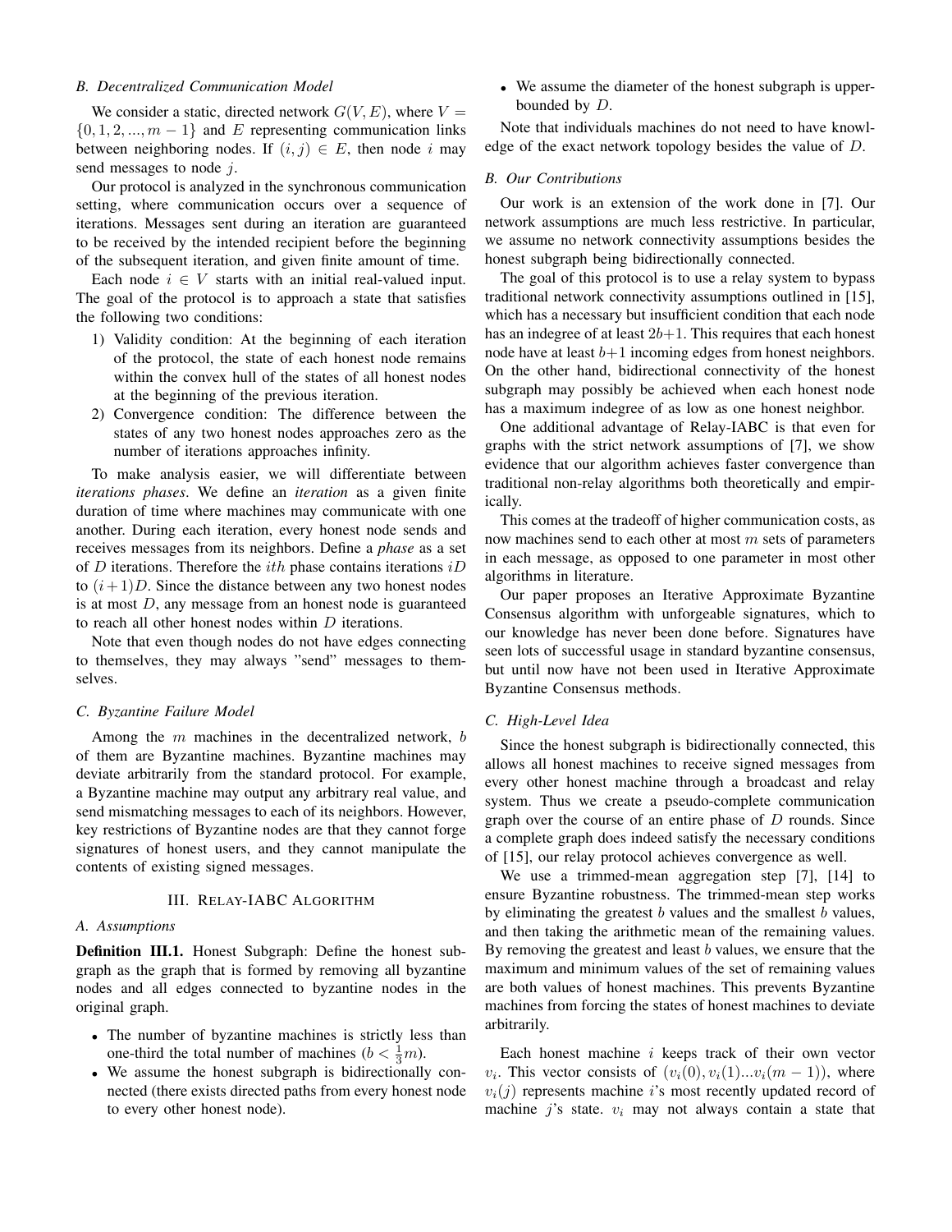### B. Decentralized Communication Model

We consider a static, directed network $G(V, E)$, where $V = \{0, 1, 2, ..., m-1\}$ and $E$ representing communication links between neighboring nodes. If $(i, j) \in E$, then node $i$ may send messages to node $j$.

Our protocol is analyzed in the synchronous communication setting, where communication occurs over a sequence of iterations. Messages sent during an iteration are guaranteed to be received by the intended recipient before the beginning of the subsequent iteration, and given finite amount of time.

Each node $i \in V$ starts with an initial real-valued input. The goal of the protocol is to approach a state that satisfies the following two conditions:

1) Validity condition: At the beginning of each iteration of the protocol, the state of each honest node remains within the convex hull of the states of all honest nodes at the beginning of the previous iteration.
2) Convergence condition: The difference between the states of any two honest nodes approaches zero as the number of iterations approaches infinity.

To make analysis easier, we will differentiate between *iterations phases*. We define an *iteration* as a given finite duration of time where machines may communicate with one another. During each iteration, every honest node sends and receives messages from its neighbors. Define a *phase* as a set of $D$ iterations. Therefore the $ith$ phase contains iterations $iD$ to $(i+1)D$. Since the distance between any two honest nodes is at most $D$, any message from an honest node is guaranteed to reach all other honest nodes within $D$ iterations.

Note that even though nodes do not have edges connecting to themselves, they may always "send" messages to themselves.

### C. Byzantine Failure Model

Among the $m$ machines in the decentralized network, $b$ of them are Byzantine machines. Byzantine machines may deviate arbitrarily from the standard protocol. For example, a Byzantine machine may output any arbitrary real value, and send mismatching messages to each of its neighbors. However, key restrictions of Byzantine nodes are that they cannot forge signatures of honest users, and they cannot manipulate the contents of existing signed messages.

## III. Relay-IABC Algorithm

### A. Assumptions

**Definition III.1.** Honest Subgraph: Define the honest subgraph as the graph that is formed by removing all byzantine nodes and all edges connected to byzantine nodes in the original graph.

- The number of byzantine machines is strictly less than one-third the total number of machines ($b < \frac{1}{3}m$).
- We assume the honest subgraph is bidirectionally connected (there exists directed paths from every honest node to every other honest node).
- We assume the diameter of the honest subgraph is upper-bounded by $D$.

Note that individuals machines do not need to have knowledge of the exact network topology besides the value of $D$.

### B. Our Contributions

Our work is an extension of the work done in [7]. Our network assumptions are much less restrictive. In particular, we assume no network connectivity assumptions besides the honest subgraph being bidirectionally connected.

The goal of this protocol is to use a relay system to bypass traditional network connectivity assumptions outlined in [15], which has a necessary but insufficient condition that each node has an indegree of at least $2b+1$. This requires that each honest node have at least $b+1$ incoming edges from honest neighbors. On the other hand, bidirectional connectivity of the honest subgraph may possibly be achieved when each honest node has a maximum indegree of as low as one honest neighbor.

One additional advantage of Relay-IABC is that even for graphs with the strict network assumptions of [7], we show evidence that our algorithm achieves faster convergence than traditional non-relay algorithms both theoretically and empirically.

This comes at the tradeoff of higher communication costs, as now machines send to each other at most $m$ sets of parameters in each message, as opposed to one parameter in most other algorithms in literature.

Our paper proposes an Iterative Approximate Byzantine Consensus algorithm with unforgeable signatures, which to our knowledge has never been done before. Signatures have seen lots of successful usage in standard byzantine consensus, but until now have not been used in Iterative Approximate Byzantine Consensus methods.

### C. High-Level Idea

Since the honest subgraph is bidirectionally connected, this allows all honest machines to receive signed messages from every other honest machine through a broadcast and relay system. Thus we create a pseudo-complete communication graph over the course of an entire phase of $D$ rounds. Since a complete graph does indeed satisfy the necessary conditions of [15], our relay protocol achieves convergence as well.

We use a trimmed-mean aggregation step [7], [14] to ensure Byzantine robustness. The trimmed-mean step works by eliminating the greatest $b$ values and the smallest $b$ values, and then taking the arithmetic mean of the remaining values. By removing the greatest and least $b$ values, we ensure that the maximum and minimum values of the set of remaining values are both values of honest machines. This prevents Byzantine machines from forcing the states of honest machines to deviate arbitrarily.

Each honest machine $i$ keeps track of their own vector $v_i$. This vector consists of $(v_i(0), v_i(1)...v_i(m-1))$, where $v_i(j)$ represents machine $i$'s most recently updated record of machine $j$'s state. $v_i$ may not always contain a state that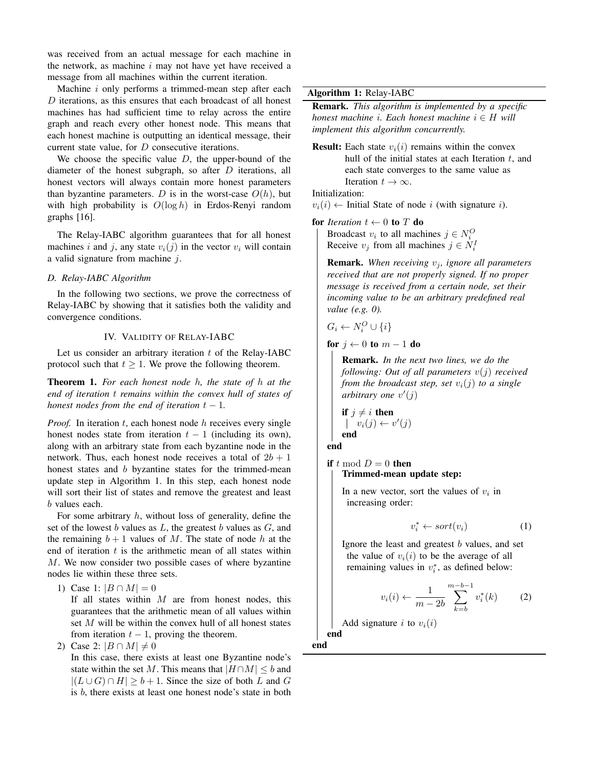was received from an actual message for each machine in the network, as machine $i$ may not have yet have received a message from all machines within the current iteration.

Machine $i$ only performs a trimmed-mean step after each $D$ iterations, as this ensures that each broadcast of all honest machines has had sufficient time to relay across the entire graph and reach every other honest node. This means that each honest machine is outputting an identical message, their current state value, for $D$ consecutive iterations.

We choose the specific value $D$, the upper-bound of the diameter of the honest subgraph, so after $D$ iterations, all honest vectors will always contain more honest parameters than byzantine parameters. $D$ is in the worst-case $O(h)$, but with high probability is $O(\log h)$ in Erdos-Renyi random graphs [16].

The Relay-IABC algorithm guarantees that for all honest machines $i$ and $j$, any state $v_i(j)$ in the vector $v_i$ will contain a valid signature from machine $j$.

### D. Relay-IABC Algorithm

In the following two sections, we prove the correctness of Relay-IABC by showing that it satisfies both the validity and convergence conditions.

## IV. Validity of Relay-IABC

Let us consider an arbitrary iteration $t$ of the Relay-IABC protocol such that $t \geq 1$. We prove the following theorem.

**Theorem 1.** *For each honest node $h$, the state of $h$ at the end of iteration $t$ remains within the convex hull of states of honest nodes from the end of iteration $t-1$.*

*Proof.* In iteration $t$, each honest node $h$ receives every single honest nodes state from iteration $t-1$ (including its own), along with an arbitrary state from each byzantine node in the network. Thus, each honest node receives a total of $2b+1$ honest states and $b$ byzantine states for the trimmed-mean update step in Algorithm 1. In this step, each honest node will sort their list of states and remove the greatest and least $b$ values each.

For some arbitrary $h$, without loss of generality, define the set of the lowest $b$ values as $L$, the greatest $b$ values as $G$, and the remaining $b+1$ values of $M$. The state of node $h$ at the end of iteration $t$ is the arithmetic mean of all states within $M$. We now consider two possible cases of where byzantine nodes lie within these three sets.

1) Case 1: $|B \cap M| = 0$
   If all states within $M$ are from honest nodes, this guarantees that the arithmetic mean of all values within set $M$ will be within the convex hull of all honest states from iteration $t-1$, proving the theorem.
2) Case 2: $|B \cap M| \neq 0$
   In this case, there exists at least one Byzantine node's state within the set $M$. This means that $|H \cap M| \leq b$ and $|(L \cup G) \cap H| \geq b+1$. Since the size of both $L$ and $G$ is $b$, there exists at least one honest node's state in both

---

**Algorithm 1:** Relay-IABC

**Remark.** *This algorithm is implemented by a specific honest machine $i$. Each honest machine $i \in H$ will implement this algorithm concurrently.*

**Result:** Each state $v_i(i)$ remains within the convex hull of the initial states at each Iteration $t$, and each state converges to the same value as Iteration $t \to \infty$.

Initialization:
$v_i(i) \leftarrow$ Initial State of node $i$ (with signature $i$).

**for** *Iteration* $t \leftarrow 0$ **to** $T$ **do**
  Broadcast $v_i$ to all machines $j \in N_i^O$
  Receive $v_j$ from all machines $j \in N_i^I$

  **Remark.** *When receiving $v_j$, ignore all parameters received that are not properly signed. If no proper message is received from a certain node, set their incoming value to be an arbitrary predefined real value (e.g. 0).*

  $G_i \leftarrow N_i^O \cup \{i\}$

  **for** $j \leftarrow 0$ **to** $m-1$ **do**

    **Remark.** *In the next two lines, we do the following: Out of all parameters $v(j)$ received from the broadcast step, set $v_i(j)$ to a single arbitrary one $v'(j)$*

    **if** $j \neq i$ **then**
      $v_i(j) \leftarrow v'(j)$
    **end**
  **end**

  **if** $t \bmod D = 0$ **then**
    **Trimmed-mean update step:**

    In a new vector, sort the values of $v_i$ in increasing order:

$$v_i^* \leftarrow sort(v_i) \tag{1}$$

    Ignore the least and greatest $b$ values, and set the value of $v_i(i)$ to be the average of all remaining values in $v_i^*$, as defined below:

$$v_i(i) \leftarrow \frac{1}{m-2b} \sum_{k=b}^{m-b-1} v_i^*(k) \tag{2}$$

    Add signature $i$ to $v_i(i)$
  **end**
**end**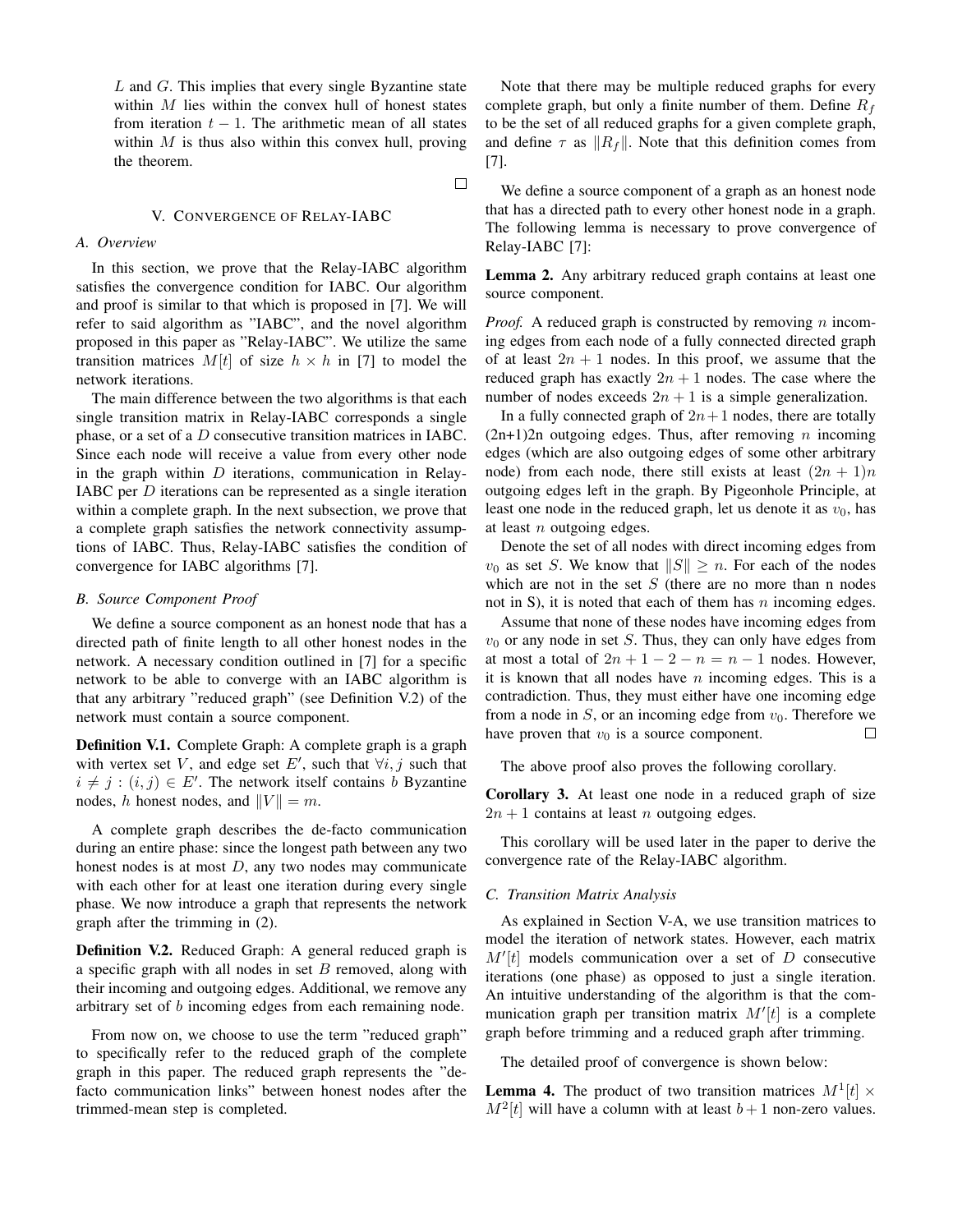$L$ and $G$. This implies that every single Byzantine state within $M$ lies within the convex hull of honest states from iteration $t-1$. The arithmetic mean of all states within $M$ is thus also within this convex hull, proving the theorem.

□

## V. Convergence of Relay-IABC

### A. Overview

In this section, we prove that the Relay-IABC algorithm satisfies the convergence condition for IABC. Our algorithm and proof is similar to that which is proposed in [7]. We will refer to said algorithm as "IABC", and the novel algorithm proposed in this paper as "Relay-IABC". We utilize the same transition matrices $M[t]$ of size $h \times h$ in [7] to model the network iterations.

The main difference between the two algorithms is that each single transition matrix in Relay-IABC corresponds a single phase, or a set of a $D$ consecutive transition matrices in IABC. Since each node will receive a value from every other node in the graph within $D$ iterations, communication in Relay-IABC per $D$ iterations can be represented as a single iteration within a complete graph. In the next subsection, we prove that a complete graph satisfies the network connectivity assumptions of IABC. Thus, Relay-IABC satisfies the condition of convergence for IABC algorithms [7].

### B. Source Component Proof

We define a source component as an honest node that has a directed path of finite length to all other honest nodes in the network. A necessary condition outlined in [7] for a specific network to be able to converge with an IABC algorithm is that any arbitrary "reduced graph" (see Definition V.2) of the network must contain a source component.

**Definition V.1.** Complete Graph: A complete graph is a graph with vertex set $V$, and edge set $E'$, such that $\forall i, j$ such that $i \neq j : (i, j) \in E'$. The network itself contains $b$ Byzantine nodes, $h$ honest nodes, and $\|V\| = m$.

A complete graph describes the de-facto communication during an entire phase: since the longest path between any two honest nodes is at most $D$, any two nodes may communicate with each other for at least one iteration during every single phase. We now introduce a graph that represents the network graph after the trimming in (2).

**Definition V.2.** Reduced Graph: A general reduced graph is a specific graph with all nodes in set $B$ removed, along with their incoming and outgoing edges. Additional, we remove any arbitrary set of $b$ incoming edges from each remaining node.

From now on, we choose to use the term "reduced graph" to specifically refer to the reduced graph of the complete graph in this paper. The reduced graph represents the "de-facto communication links" between honest nodes after the trimmed-mean step is completed.

Note that there may be multiple reduced graphs for every complete graph, but only a finite number of them. Define $R_f$ to be the set of all reduced graphs for a given complete graph, and define $\tau$ as $\|R_f\|$. Note that this definition comes from [7].

We define a source component of a graph as an honest node that has a directed path to every other honest node in a graph. The following lemma is necessary to prove convergence of Relay-IABC [7]:

**Lemma 2.** Any arbitrary reduced graph contains at least one source component.

*Proof.* A reduced graph is constructed by removing $n$ incoming edges from each node of a fully connected directed graph of at least $2n+1$ nodes. In this proof, we assume that the reduced graph has exactly $2n+1$ nodes. The case where the number of nodes exceeds $2n+1$ is a simple generalization.

In a fully connected graph of $2n+1$ nodes, there are totally (2n+1)2n outgoing edges. Thus, after removing $n$ incoming edges (which are also outgoing edges of some other arbitrary node) from each node, there still exists at least $(2n+1)n$ outgoing edges left in the graph. By Pigeonhole Principle, at least one node in the reduced graph, let us denote it as $v_0$, has at least $n$ outgoing edges.

Denote the set of all nodes with direct incoming edges from $v_0$ as set $S$. We know that $\|S\| \geq n$. For each of the nodes which are not in the set $S$ (there are no more than n nodes not in S), it is noted that each of them has $n$ incoming edges.

Assume that none of these nodes have incoming edges from $v_0$ or any node in set $S$. Thus, they can only have edges from at most a total of $2n+1-2-n = n-1$ nodes. However, it is known that all nodes have $n$ incoming edges. This is a contradiction. Thus, they must either have one incoming edge from a node in $S$, or an incoming edge from $v_0$. Therefore we have proven that $v_0$ is a source component. □

The above proof also proves the following corollary.

**Corollary 3.** At least one node in a reduced graph of size $2n+1$ contains at least $n$ outgoing edges.

This corollary will be used later in the paper to derive the convergence rate of the Relay-IABC algorithm.

### C. Transition Matrix Analysis

As explained in Section V-A, we use transition matrices to model the iteration of network states. However, each matrix $M'[t]$ models communication over a set of $D$ consecutive iterations (one phase) as opposed to just a single iteration. An intuitive understanding of the algorithm is that the communication graph per transition matrix $M'[t]$ is a complete graph before trimming and a reduced graph after trimming.

The detailed proof of convergence is shown below:

**Lemma 4.** The product of two transition matrices $M^1[t] \times M^2[t]$ will have a column with at least $b+1$ non-zero values.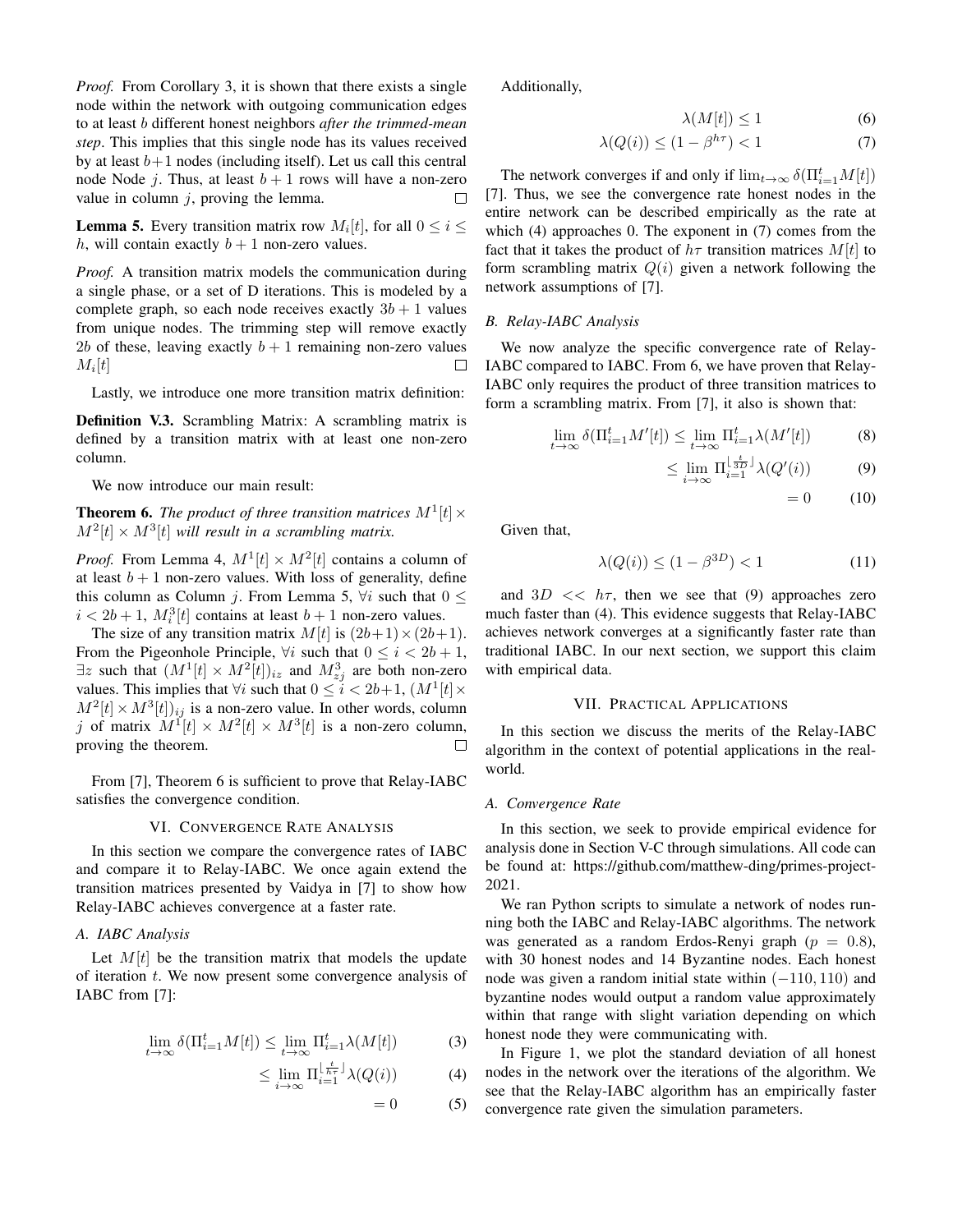*Proof.* From Corollary 3, it is shown that there exists a single node within the network with outgoing communication edges to at least $b$ different honest neighbors *after the trimmed-mean step*. This implies that this single node has its values received by at least $b+1$ nodes (including itself). Let us call this central node Node $j$. Thus, at least $b+1$ rows will have a non-zero value in column $j$, proving the lemma. □

**Lemma 5.** Every transition matrix row $M_i[t]$, for all $0 \leq i \leq h$, will contain exactly $b+1$ non-zero values.

*Proof.* A transition matrix models the communication during a single phase, or a set of D iterations. This is modeled by a complete graph, so each node receives exactly $3b+1$ values from unique nodes. The trimming step will remove exactly $2b$ of these, leaving exactly $b+1$ remaining non-zero values $M_i[t]$ □

Lastly, we introduce one more transition matrix definition:

**Definition V.3.** Scrambling Matrix: A scrambling matrix is defined by a transition matrix with at least one non-zero column.

We now introduce our main result:

**Theorem 6.** *The product of three transition matrices $M^1[t] \times M^2[t] \times M^3[t]$ will result in a scrambling matrix.*

*Proof.* From Lemma 4, $M^1[t] \times M^2[t]$ contains a column of at least $b+1$ non-zero values. With loss of generality, define this column as Column $j$. From Lemma 5, $\forall i$ such that $0 \leq i < 2b+1$, $M_i^3[t]$ contains at least $b+1$ non-zero values.

The size of any transition matrix $M[t]$ is $(2b+1)\times(2b+1)$. From the Pigeonhole Principle, $\forall i$ such that $0 \leq i < 2b+1$, $\exists z$ such that $(M^1[t] \times M^2[t])_{iz}$ and $M^3_{zj}$ are both non-zero values. This implies that $\forall i$ such that $0 \leq i < 2b+1$, $(M^1[t] \times M^2[t] \times M^3[t])_{ij}$ is a non-zero value. In other words, column $j$ of matrix $M^1[t] \times M^2[t] \times M^3[t]$ is a non-zero column, proving the theorem. □

From [7], Theorem 6 is sufficient to prove that Relay-IABC satisfies the convergence condition.

## VI. Convergence Rate Analysis

In this section we compare the convergence rates of IABC and compare it to Relay-IABC. We once again extend the transition matrices presented by Vaidya in [7] to show how Relay-IABC achieves convergence at a faster rate.

### A. IABC Analysis

Let $M[t]$ be the transition matrix that models the update of iteration $t$. We now present some convergence analysis of IABC from [7]:

$$\lim_{t\to\infty} \delta(\Pi_{i=1}^{t} M[t]) \leq \lim_{t\to\infty} \Pi_{i=1}^{t} \lambda(M[t]) \tag{3}$$

$$\leq \lim_{i\to\infty} \Pi_{i=1}^{\lfloor \frac{t}{h\tau} \rfloor} \lambda(Q(i)) \tag{4}$$

$$= 0 \tag{5}$$

Additionally,

$$\lambda(M[t]) \leq 1 \tag{6}$$

$$\lambda(Q(i)) \leq (1-\beta^{h\tau}) < 1 \tag{7}$$

The network converges if and only if $\lim_{t\to\infty} \delta(\Pi_{i=1}^{t} M[t])$ [7]. Thus, we see the convergence rate honest nodes in the entire network can be described empirically as the rate at which (4) approaches 0. The exponent in (7) comes from the fact that it takes the product of $h\tau$ transition matrices $M[t]$ to form scrambling matrix $Q(i)$ given a network following the network assumptions of [7].

### B. Relay-IABC Analysis

We now analyze the specific convergence rate of Relay-IABC compared to IABC. From 6, we have proven that Relay-IABC only requires the product of three transition matrices to form a scrambling matrix. From [7], it also is shown that:

$$\lim_{t\to\infty} \delta(\Pi_{i=1}^{t} M'[t]) \leq \lim_{t\to\infty} \Pi_{i=1}^{t} \lambda(M'[t]) \tag{8}$$

$$\leq \lim_{i\to\infty} \Pi_{i=1}^{\lfloor \frac{t}{3D} \rfloor} \lambda(Q'(i)) \tag{9}$$

$$= 0 \tag{10}$$

Given that,

$$\lambda(Q(i)) \leq (1-\beta^{3D}) < 1 \tag{11}$$

and $3D << h\tau$, then we see that (9) approaches zero much faster than (4). This evidence suggests that Relay-IABC achieves network converges at a significantly faster rate than traditional IABC. In our next section, we support this claim with empirical data.

## VII. Practical Applications

In this section we discuss the merits of the Relay-IABC algorithm in the context of potential applications in the real-world.

### A. Convergence Rate

In this section, we seek to provide empirical evidence for analysis done in Section V-C through simulations. All code can be found at: https://github.com/matthew-ding/primes-project-2021.

We ran Python scripts to simulate a network of nodes running both the IABC and Relay-IABC algorithms. The network was generated as a random Erdos-Renyi graph ($p = 0.8$), with 30 honest nodes and 14 Byzantine nodes. Each honest node was given a random initial state within $(-110, 110)$ and byzantine nodes would output a random value approximately within that range with slight variation depending on which honest node they were communicating with.

In Figure 1, we plot the standard deviation of all honest nodes in the network over the iterations of the algorithm. We see that the Relay-IABC algorithm has an empirically faster convergence rate given the simulation parameters.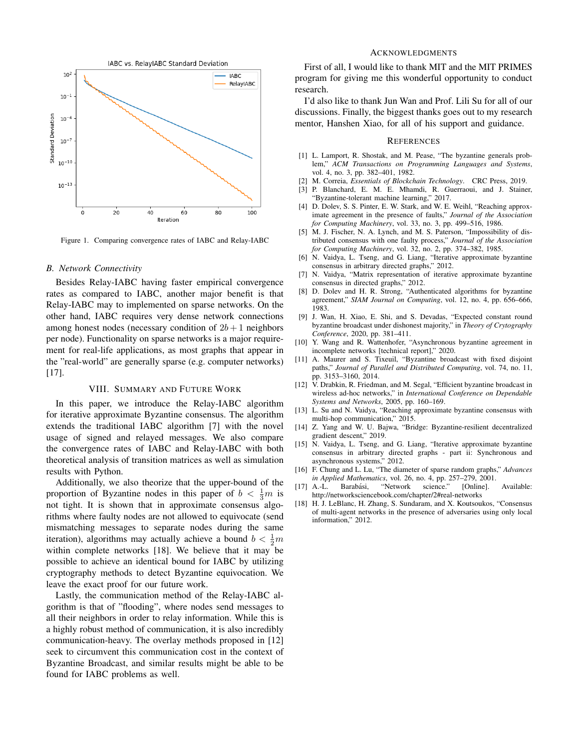IABC vs. RelayIABC Standard Deviation

IABC
RelayIABC

Standard Deviation

$10^{2}$
$10^{-1}$
$10^{-4}$
$10^{-7}$
$10^{-10}$
$10^{-13}$

Iteration

0
20
40
60
80
100

Figure 1. Comparing convergence rates of IABC and Relay-IABC

### *B. Network Connectivity*

Besides Relay-IABC having faster empirical convergence rates as compared to IABC, another major benefit is that Relay-IABC may to implemented on sparse networks. On the other hand, IABC requires very dense network connections among honest nodes (necessary condition of $2b+1$ neighbors per node). Functionality on sparse networks is a major requirement for real-life applications, as most graphs that appear in the "real-world" are generally sparse (e.g. computer networks) [17].

## VIII. Summary and Future Work

In this paper, we introduce the Relay-IABC algorithm for iterative approximate Byzantine consensus. The algorithm extends the traditional IABC algorithm [7] with the novel usage of signed and relayed messages. We also compare the convergence rates of IABC and Relay-IABC with both theoretical analysis of transition matrices as well as simulation results with Python.

Additionally, we also theorize that the upper-bound of the proportion of Byzantine nodes in this paper of $b < \frac{1}{3}m$ is not tight. It is shown that in approximate consensus algorithms where faulty nodes are not allowed to equivocate (send mismatching messages to separate nodes during the same iteration), algorithms may actually achieve a bound $b < \frac{1}{2}m$ within complete networks [18]. We believe that it may be possible to achieve an identical bound for IABC by utilizing cryptography methods to detect Byzantine equivocation. We leave the exact proof for our future work.

Lastly, the communication method of the Relay-IABC algorithm is that of "flooding", where nodes send messages to all their neighbors in order to relay information. While this is a highly robust method of communication, it is also incredibly communication-heavy. The overlay methods proposed in [12] seek to circumvent this communication cost in the context of Byzantine Broadcast, and similar results might be able to be found for IABC problems as well.

## Acknowledgments

First of all, I would like to thank MIT and the MIT PRIMES program for giving me this wonderful opportunity to conduct research.

I'd also like to thank Jun Wan and Prof. Lili Su for all of our discussions. Finally, the biggest thanks goes out to my research mentor, Hanshen Xiao, for all of his support and guidance.

## References

[1] L. Lamport, R. Shostak, and M. Pease, "The byzantine generals problem," *ACM Transactions on Programming Languages and Systems*, vol. 4, no. 3, pp. 382–401, 1982.

[2] M. Correia, *Essentials of Blockchain Technology*. CRC Press, 2019.

[3] P. Blanchard, E. M. E. Mhamdi, R. Guerraoui, and J. Stainer, "Byzantine-tolerant machine learning," 2017.

[4] D. Dolev, S. S. Pinter, E. W. Stark, and W. E. Weihl, "Reaching approximate agreement in the presence of faults," *Journal of the Association for Computing Machinery*, vol. 33, no. 3, pp. 499–516, 1986.

[5] M. J. Fischer, N. A. Lynch, and M. S. Paterson, "Impossibility of distributed consensus with one faulty process," *Journal of the Association for Computing Machinery*, vol. 32, no. 2, pp. 374–382, 1985.

[6] N. Vaidya, L. Tseng, and G. Liang, "Iterative approximate byzantine consensus in arbitrary directed graphs," 2012.

[7] N. Vaidya, "Matrix representation of iterative approximate byzantine consensus in directed graphs," 2012.

[8] D. Dolev and H. R. Strong, "Authenticated algorithms for byzantine agreement," *SIAM Journal on Computing*, vol. 12, no. 4, pp. 656–666, 1983.

[9] J. Wan, H. Xiao, E. Shi, and S. Devadas, "Expected constant round byzantine broadcast under dishonest majority," in *Theory of Crytography Conference*, 2020, pp. 381–411.

[10] Y. Wang and R. Wattenhofer, "Asynchronous byzantine agreement in incomplete networks [technical report]," 2020.

[11] A. Maurer and S. Tixeuil, "Byzantine broadcast with fixed disjoint paths," *Journal of Parallel and Distributed Computing*, vol. 74, no. 11, pp. 3153–3160, 2014.

[12] V. Drabkin, R. Friedman, and M. Segal, "Efficient byzantine broadcast in wireless ad-hoc networks," in *International Conference on Dependable Systems and Networks*, 2005, pp. 160–169.

[13] L. Su and N. Vaidya, "Reaching approximate byzantine consensus with multi-hop communication," 2015.

[14] Z. Yang and W. U. Bajwa, "Bridge: Byzantine-resilient decentralized gradient descent," 2019.

[15] N. Vaidya, L. Tseng, and G. Liang, "Iterative approximate byzantine consensus in arbitrary directed graphs - part ii: Synchronous and asynchronous systems," 2012.

[16] F. Chung and L. Lu, "The diameter of sparse random graphs," *Advances in Applied Mathematics*, vol. 26, no. 4, pp. 257–279, 2001.

[17] A.-L. Barabási, "Network science." [Online]. Available: http://networksciencebook.com/chapter/2#real-networks

[18] H. J. LeBlanc, H. Zhang, S. Sundaram, and X. Koutsoukos, "Consensus of multi-agent networks in the presence of adversaries using only local information," 2012.